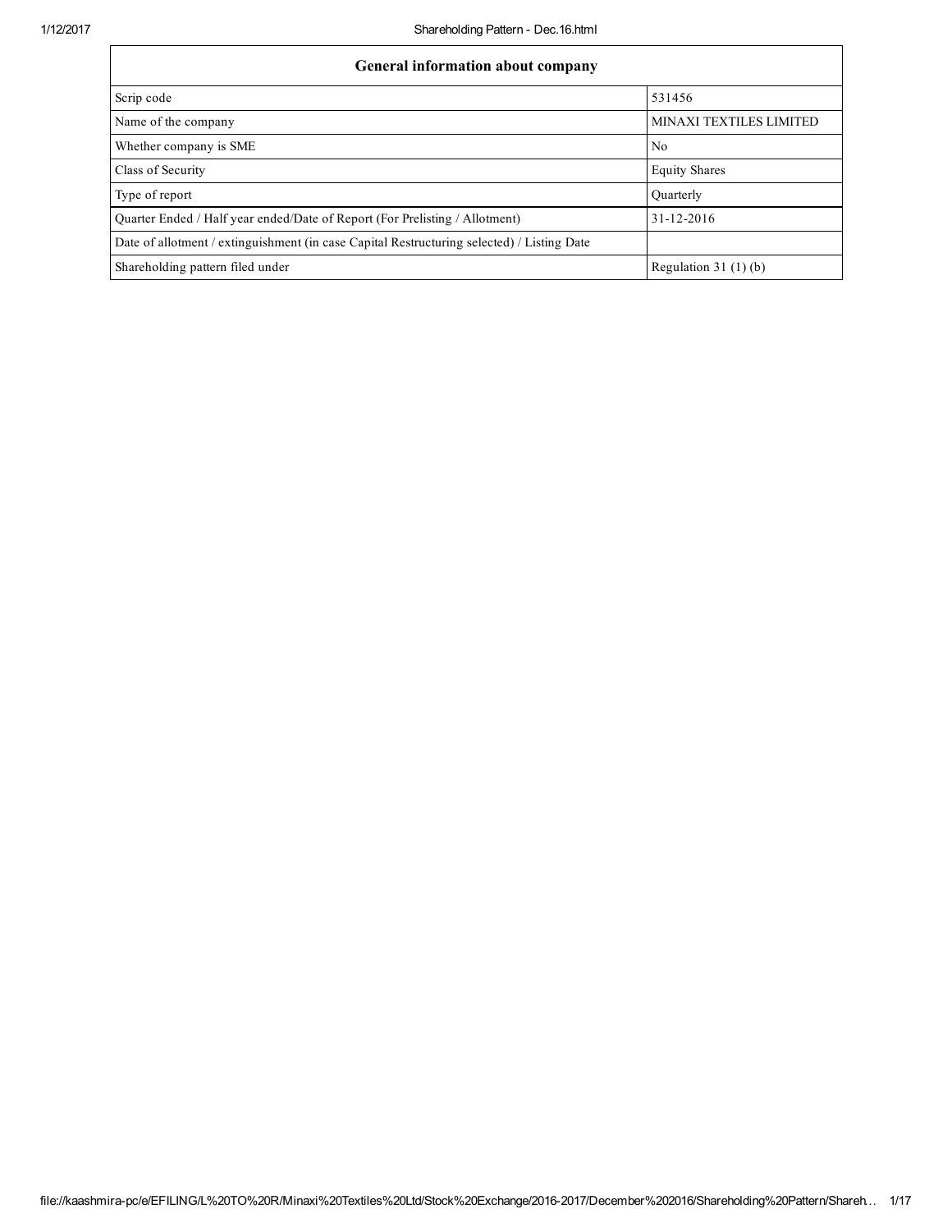| General information about company | |
|---|---|
| Scrip code | 531456 |
| Name of the company | MINAXI TEXTILES LIMITED |
| Whether company is SME | No |
| Class of Security | Equity Shares |
| Type of report | Quarterly |
| Quarter Ended / Half year ended/Date of Report (For Prelisting / Allotment) | 31-12-2016 |
| Date of allotment / extinguishment (in case Capital Restructuring selected) / Listing Date | |
| Shareholding pattern filed under | Regulation 31 (1) (b) |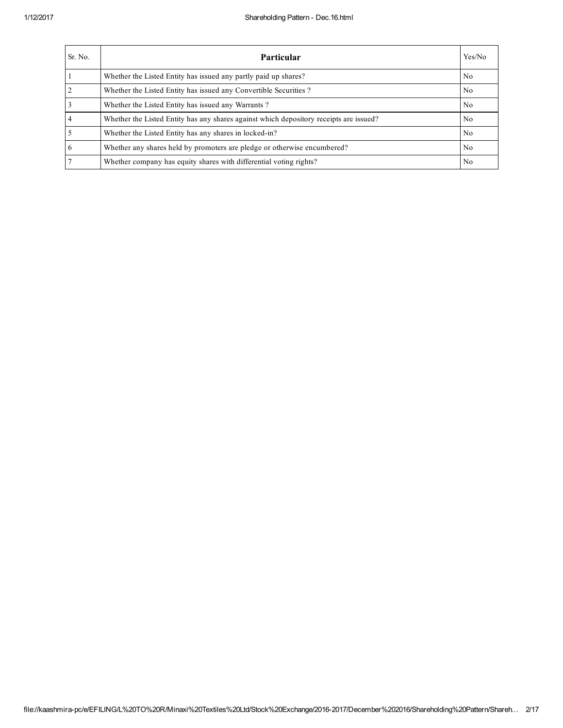| Sr. No. | Particular | Yes/No |
|---|---|---|
| 1 | Whether the Listed Entity has issued any partly paid up shares? | No |
| 2 | Whether the Listed Entity has issued any Convertible Securities ? | No |
| 3 | Whether the Listed Entity has issued any Warrants ? | No |
| 4 | Whether the Listed Entity has any shares against which depository receipts are issued? | No |
| 5 | Whether the Listed Entity has any shares in locked-in? | No |
| 6 | Whether any shares held by promoters are pledge or otherwise encumbered? | No |
| 7 | Whether company has equity shares with differential voting rights? | No |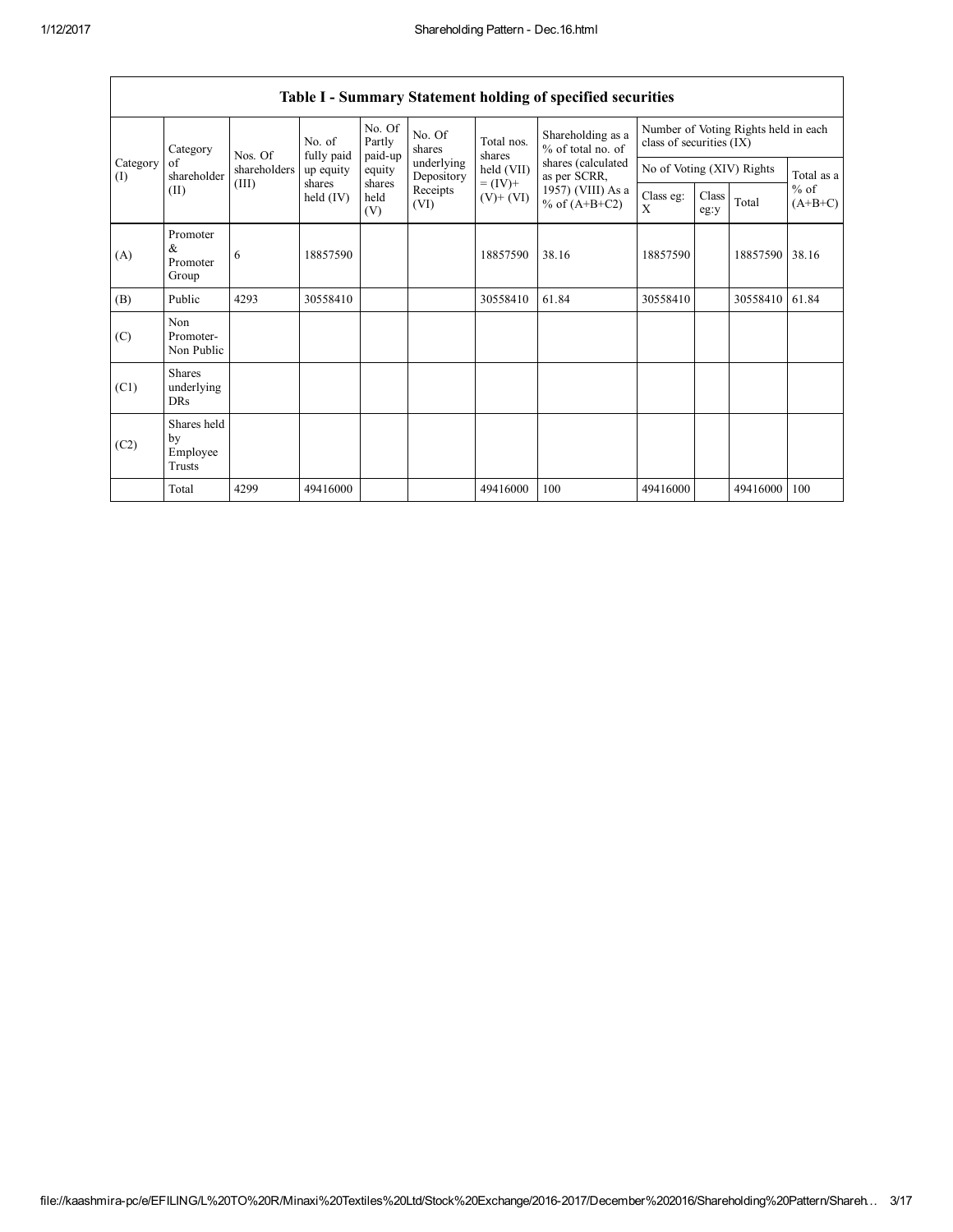## Table I - Summary Statement holding of specified securities

| Category (I) | Category of shareholder (II) | Nos. Of shareholders (III) | No. of fully paid up equity shares held (IV) | No. Of Partly paid-up equity shares held (V) | No. Of shares underlying Depository Receipts (VI) | Total nos. shares held (VII) = (IV)+ (V)+ (VI) | Shareholding as a % of total no. of shares (calculated as per SCRR, 1957) (VIII) As a % of (A+B+C2) | Number of Voting Rights held in each class of securities (IX) | | | |
|---|---|---|---|---|---|---|---|---|---|---|---|
| | | | | | | | | No of Voting (XIV) Rights | | | Total as a % of (A+B+C) |
| | | | | | | | | Class eg: X | Class eg:y | Total | |
| (A) | Promoter & Promoter Group | 6 | 18857590 | | | 18857590 | 38.16 | 18857590 | | 18857590 | 38.16 |
| (B) | Public | 4293 | 30558410 | | | 30558410 | 61.84 | 30558410 | | 30558410 | 61.84 |
| (C) | Non Promoter- Non Public | | | | | | | | | | |
| (C1) | Shares underlying DRs | | | | | | | | | | |
| (C2) | Shares held by Employee Trusts | | | | | | | | | | |
| | Total | 4299 | 49416000 | | | 49416000 | 100 | 49416000 | | 49416000 | 100 |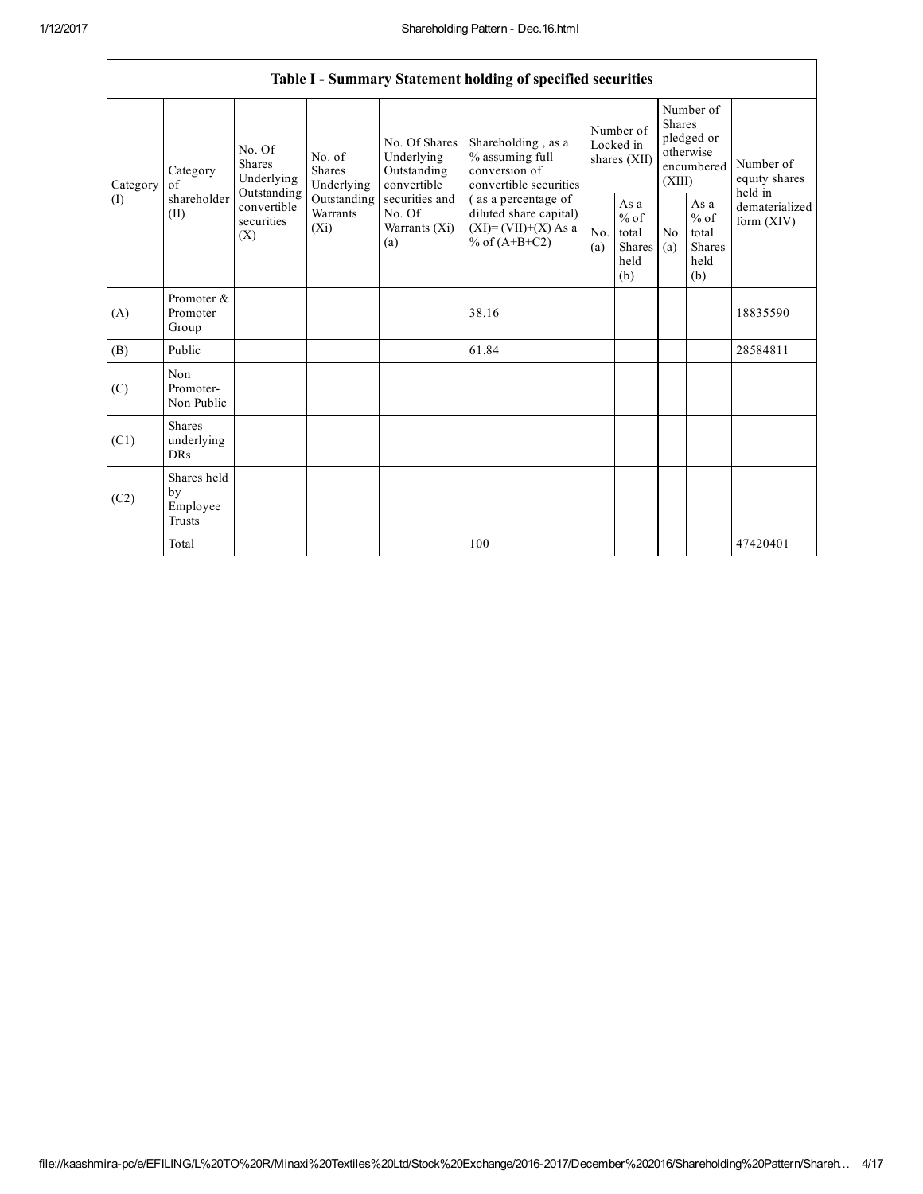**Table I - Summary Statement holding of specified securities**

| Category (I) | Category of shareholder (II) | No. Of Shares Underlying Outstanding convertible securities (X) | No. of Shares Underlying Outstanding Warrants (Xi) | No. Of Shares Underlying Outstanding convertible securities and No. Of Warrants (Xi) (a) | Shareholding , as a % assuming full conversion of convertible securities ( as a percentage of diluted share capital) (XI)= (VII)+(X) As a % of (A+B+C2) | Number of Locked in shares (XII) | | Number of Shares pledged or otherwise encumbered (XIII) | | Number of equity shares held in dematerialized form (XIV) |
|---|---|---|---|---|---|---|---|---|---|---|
| | | | | | | No. (a) | As a % of total Shares held (b) | No. (a) | As a % of total Shares held (b) | |
| (A) | Promoter & Promoter Group | | | | 38.16 | | | | | 18835590 |
| (B) | Public | | | | 61.84 | | | | | 28584811 |
| (C) | Non Promoter- Non Public | | | | | | | | | |
| (C1) | Shares underlying DRs | | | | | | | | | |
| (C2) | Shares held by Employee Trusts | | | | | | | | | |
| | Total | | | | 100 | | | | | 47420401 |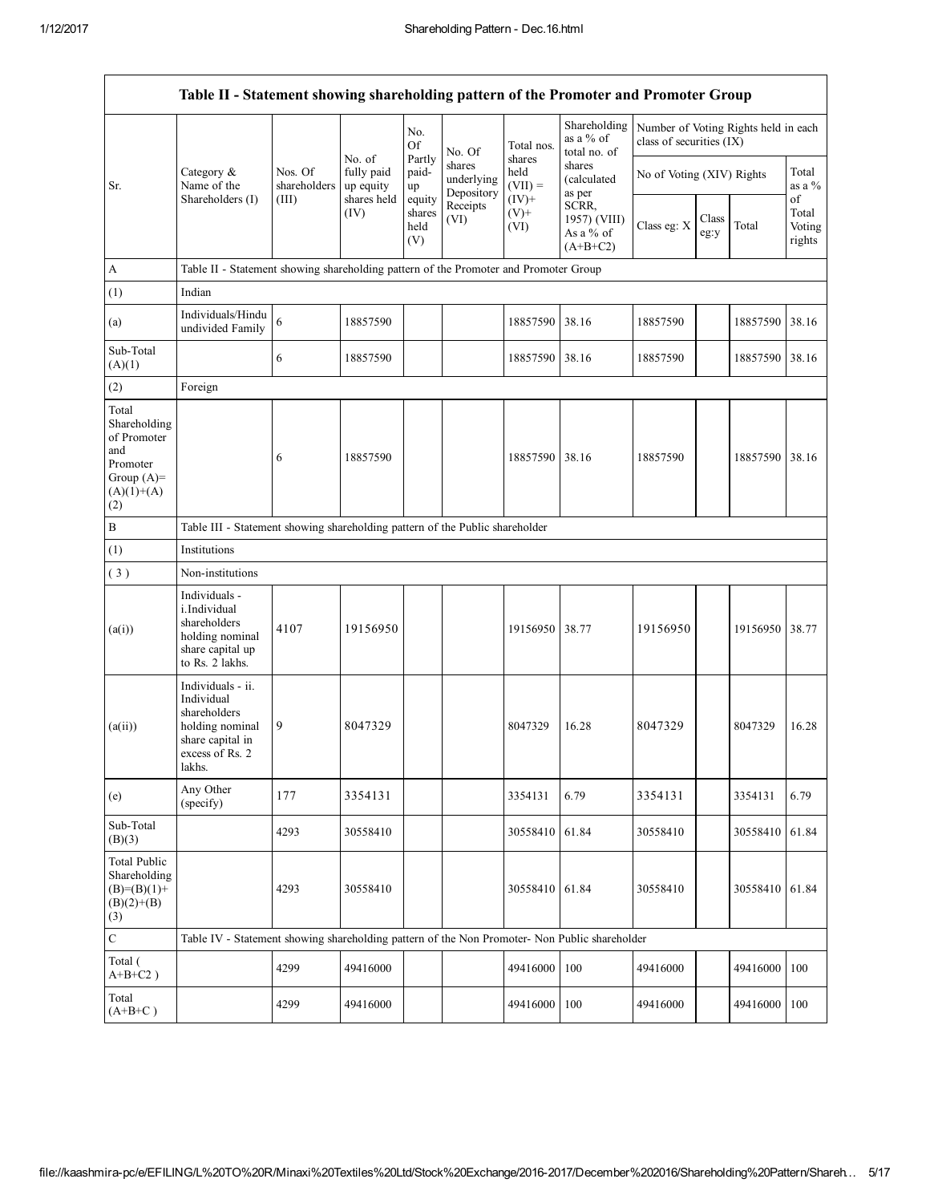| Table II - Statement showing shareholding pattern of the Promoter and Promoter Group | | | | | | | | | | | | |
|---|---|---|---|---|---|---|---|---|---|---|---|---|
| Sr. | Category & Name of the Shareholders (I) | Nos. Of shareholders (III) | No. of fully paid up equity shares held (IV) | No. Of Partly paid-up equity shares held (V) | No. Of shares underlying Depository Receipts (VI) | Total nos. shares held (VII) = (IV)+ (V)+ (VI) | Shareholding as a % of total no. of shares (calculated as per SCRR, 1957) (VIII) As a % of (A+B+C2) | Number of Voting Rights held in each class of securities (IX) | | | |
| | | | | | | | | No of Voting (XIV) Rights | | | Total as a % of Total Voting rights |
| | | | | | | | | Class eg: X | Class eg:y | Total | |
| A | Table II - Statement showing shareholding pattern of the Promoter and Promoter Group | | | | | | | | | | |
| (1) | Indian | | | | | | | | | | |
| (a) | Individuals/Hindu undivided Family | 6 | 18857590 | | | 18857590 | 38.16 | 18857590 | | 18857590 | 38.16 |
| Sub-Total (A)(1) | | 6 | 18857590 | | | 18857590 | 38.16 | 18857590 | | 18857590 | 38.16 |
| (2) | Foreign | | | | | | | | | | |
| Total Shareholding of Promoter and Promoter Group (A)=(A)(1)+(A)(2) | | 6 | 18857590 | | | 18857590 | 38.16 | 18857590 | | 18857590 | 38.16 |
| B | Table III - Statement showing shareholding pattern of the Public shareholder | | | | | | | | | | |
| (1) | Institutions | | | | | | | | | | |
| (3) | Non-institutions | | | | | | | | | | |
| (a(i)) | Individuals - i.Individual shareholders holding nominal share capital up to Rs. 2 lakhs. | 4107 | 19156950 | | | 19156950 | 38.77 | 19156950 | | 19156950 | 38.77 |
| (a(ii)) | Individuals - ii. Individual shareholders holding nominal share capital in excess of Rs. 2 lakhs. | 9 | 8047329 | | | 8047329 | 16.28 | 8047329 | | 8047329 | 16.28 |
| (e) | Any Other (specify) | 177 | 3354131 | | | 3354131 | 6.79 | 3354131 | | 3354131 | 6.79 |
| Sub-Total (B)(3) | | 4293 | 30558410 | | | 30558410 | 61.84 | 30558410 | | 30558410 | 61.84 |
| Total Public Shareholding (B)=(B)(1)+(B)(2)+(B)(3) | | 4293 | 30558410 | | | 30558410 | 61.84 | 30558410 | | 30558410 | 61.84 |
| C | Table IV - Statement showing shareholding pattern of the Non Promoter- Non Public shareholder | | | | | | | | | | |
| Total ( A+B+C2 ) | | 4299 | 49416000 | | | 49416000 | 100 | 49416000 | | 49416000 | 100 |
| Total (A+B+C ) | | 4299 | 49416000 | | | 49416000 | 100 | 49416000 | | 49416000 | 100 |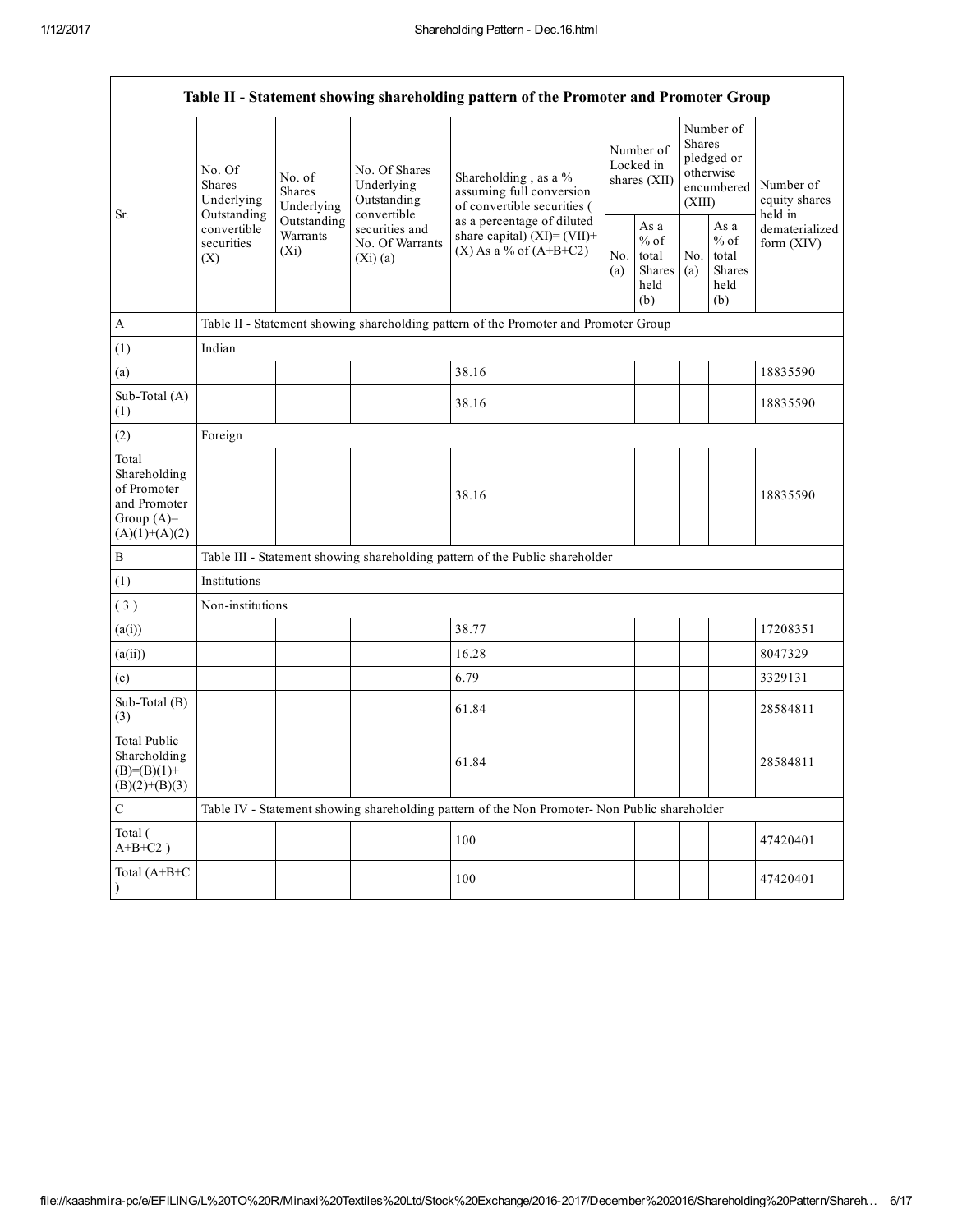| Table II - Statement showing shareholding pattern of the Promoter and Promoter Group | | | | | | | | | |
|---|---|---|---|---|---|---|---|---|---|
| Sr. | No. Of Shares Underlying Outstanding convertible securities (X) | No. of Shares Underlying Outstanding Warrants (Xi) | No. Of Shares Underlying Outstanding convertible securities and No. Of Warrants (Xi) (a) | Shareholding , as a % assuming full conversion of convertible securities ( as a percentage of diluted share capital) (XI)= (VII)+(X) As a % of (A+B+C2) | Number of Locked in shares (XII) | | Number of Shares pledged or otherwise encumbered (XIII) | | Number of equity shares held in dematerialized form (XIV) |
| | | | | | No. (a) | As a % of total Shares held (b) | No. (a) | As a % of total Shares held (b) | |
| A | Table II - Statement showing shareholding pattern of the Promoter and Promoter Group | | | | | | | | |
| (1) | Indian | | | | | | | | |
| (a) | | | | 38.16 | | | | | 18835590 |
| Sub-Total (A) (1) | | | | 38.16 | | | | | 18835590 |
| (2) | Foreign | | | | | | | | |
| Total Shareholding of Promoter and Promoter Group (A)= (A)(1)+(A)(2) | | | | 38.16 | | | | | 18835590 |
| B | Table III - Statement showing shareholding pattern of the Public shareholder | | | | | | | | |
| (1) | Institutions | | | | | | | | |
| ( 3 ) | Non-institutions | | | | | | | | |
| (a(i)) | | | | 38.77 | | | | | 17208351 |
| (a(ii)) | | | | 16.28 | | | | | 8047329 |
| (e) | | | | 6.79 | | | | | 3329131 |
| Sub-Total (B) (3) | | | | 61.84 | | | | | 28584811 |
| Total Public Shareholding (B)=(B)(1)+ (B)(2)+(B)(3) | | | | 61.84 | | | | | 28584811 |
| C | Table IV - Statement showing shareholding pattern of the Non Promoter- Non Public shareholder | | | | | | | | |
| Total ( A+B+C2 ) | | | | 100 | | | | | 47420401 |
| Total (A+B+C ) | | | | 100 | | | | | 47420401 |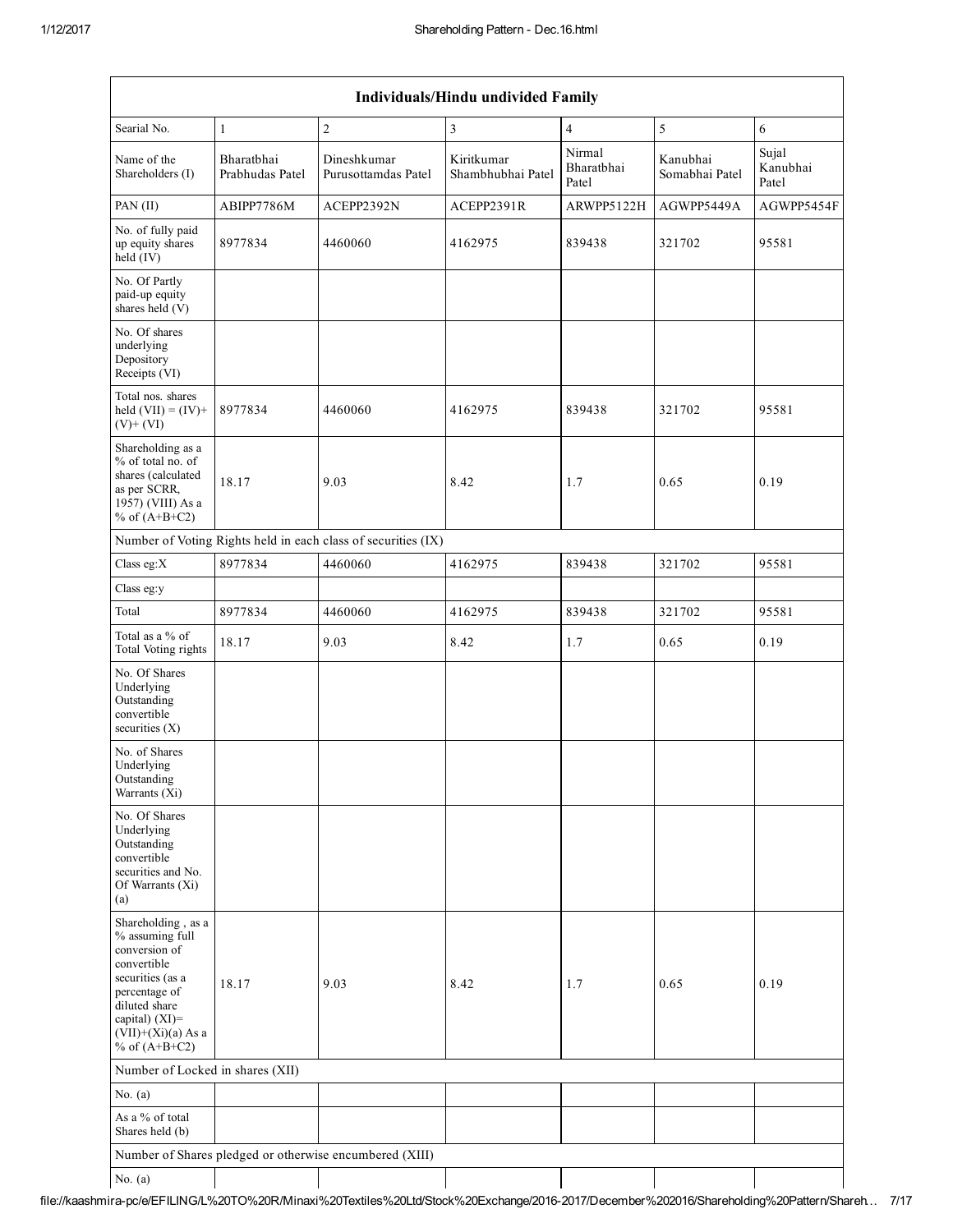| Individuals/Hindu undivided Family | | | | | | |
|---|---|---|---|---|---|---|
| Searial No. | 1 | 2 | 3 | 4 | 5 | 6 |
| Name of the Shareholders (I) | Bharatbhai Prabhudas Patel | Dineshkumar Purusottamdas Patel | Kiritkumar Shambhubhai Patel | Nirmal Bharatbhai Patel | Kanubhai Somabhai Patel | Sujal Kanubhai Patel |
| PAN (II) | ABIPP7786M | ACEPP2392N | ACEPP2391R | ARWPP5122H | AGWPP5449A | AGWPP5454F |
| No. of fully paid up equity shares held (IV) | 8977834 | 4460060 | 4162975 | 839438 | 321702 | 95581 |
| No. Of Partly paid-up equity shares held (V) | | | | | | |
| No. Of shares underlying Depository Receipts (VI) | | | | | | |
| Total nos. shares held (VII) = (IV)+ (V)+ (VI) | 8977834 | 4460060 | 4162975 | 839438 | 321702 | 95581 |
| Shareholding as a % of total no. of shares (calculated as per SCRR, 1957) (VIII) As a % of (A+B+C2) | 18.17 | 9.03 | 8.42 | 1.7 | 0.65 | 0.19 |
| Number of Voting Rights held in each class of securities (IX) | | | | | | |
| Class eg:X | 8977834 | 4460060 | 4162975 | 839438 | 321702 | 95581 |
| Class eg:y | | | | | | |
| Total | 8977834 | 4460060 | 4162975 | 839438 | 321702 | 95581 |
| Total as a % of Total Voting rights | 18.17 | 9.03 | 8.42 | 1.7 | 0.65 | 0.19 |
| No. Of Shares Underlying Outstanding convertible securities (X) | | | | | | |
| No. of Shares Underlying Outstanding Warrants (Xi) | | | | | | |
| No. Of Shares Underlying Outstanding convertible securities and No. Of Warrants (Xi) (a) | | | | | | |
| Shareholding , as a % assuming full conversion of convertible securities (as a percentage of diluted share capital) (XI)= (VII)+(Xi)(a) As a % of (A+B+C2) | 18.17 | 9.03 | 8.42 | 1.7 | 0.65 | 0.19 |
| Number of Locked in shares (XII) | | | | | | |
| No. (a) | | | | | | |
| As a % of total Shares held (b) | | | | | | |
| Number of Shares pledged or otherwise encumbered (XIII) | | | | | | |
| No. (a) | | | | | | |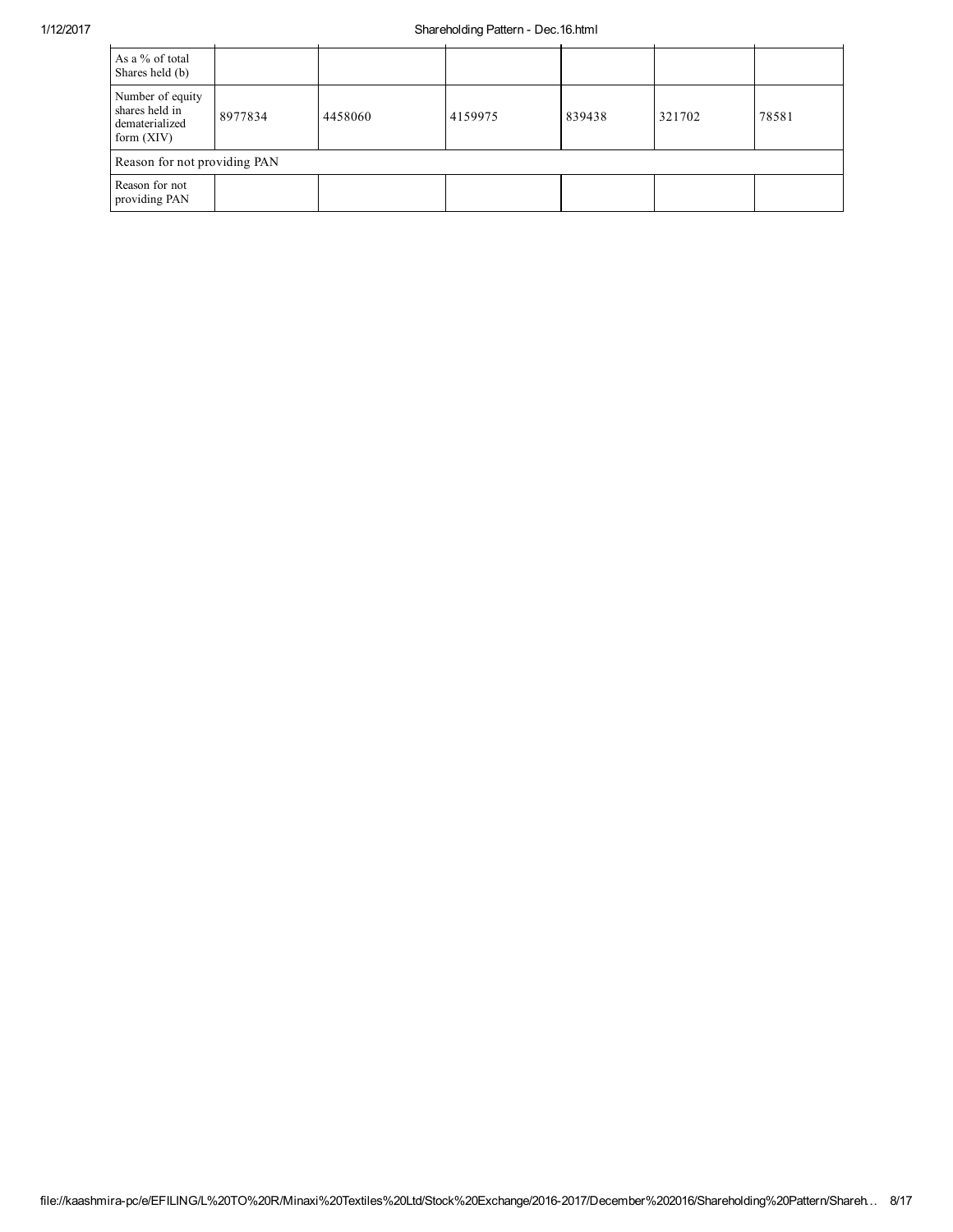| As a % of total Shares held (b) | | | | | | |
|---|---|---|---|---|---|---|
| Number of equity shares held in dematerialized form (XIV) | 8977834 | 4458060 | 4159975 | 839438 | 321702 | 78581 |
| Reason for not providing PAN | | | | | | |
| Reason for not providing PAN | | | | | | |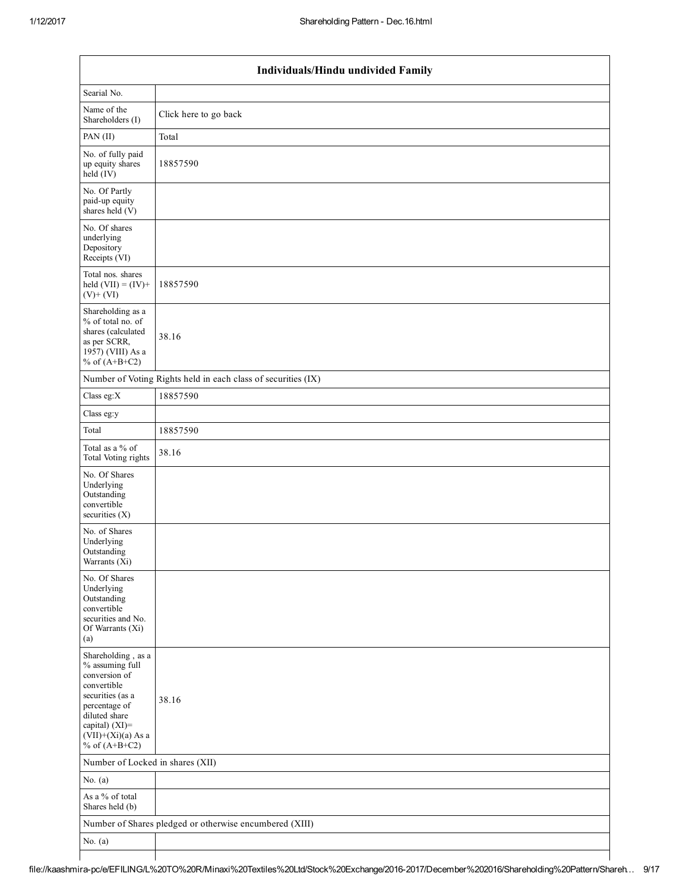| Individuals/Hindu undivided Family | |
|---|---|
| Searial No. | |
| Name of the Shareholders (I) | Click here to go back |
| PAN (II) | Total |
| No. of fully paid up equity shares held (IV) | 18857590 |
| No. Of Partly paid-up equity shares held (V) | |
| No. Of shares underlying Depository Receipts (VI) | |
| Total nos. shares held (VII) = (IV)+ (V)+ (VI) | 18857590 |
| Shareholding as a % of total no. of shares (calculated as per SCRR, 1957) (VIII) As a % of (A+B+C2) | 38.16 |
| Number of Voting Rights held in each class of securities (IX) | |
| Class eg:X | 18857590 |
| Class eg:y | |
| Total | 18857590 |
| Total as a % of Total Voting rights | 38.16 |
| No. Of Shares Underlying Outstanding convertible securities (X) | |
| No. of Shares Underlying Outstanding Warrants (Xi) | |
| No. Of Shares Underlying Outstanding convertible securities and No. Of Warrants (Xi) (a) | |
| Shareholding , as a % assuming full conversion of convertible securities (as a percentage of diluted share capital) (XI)= (VII)+(Xi)(a) As a % of (A+B+C2) | 38.16 |
| Number of Locked in shares (XII) | |
| No. (a) | |
| As a % of total Shares held (b) | |
| Number of Shares pledged or otherwise encumbered (XIII) | |
| No. (a) | |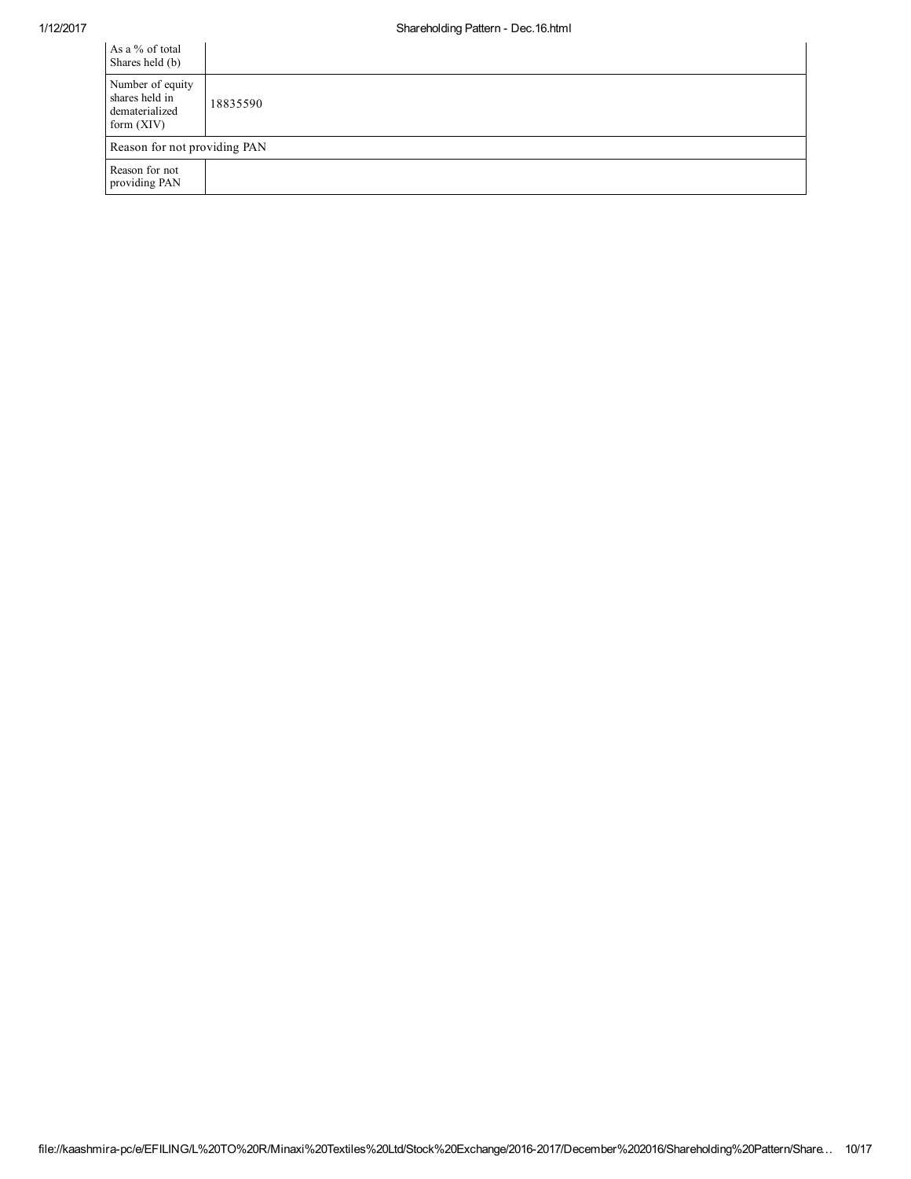| | |
|---|---|
| As a % of total Shares held (b) | |
| Number of equity shares held in dematerialized form (XIV) | 18835590 |
| Reason for not providing PAN | |
| Reason for not providing PAN | |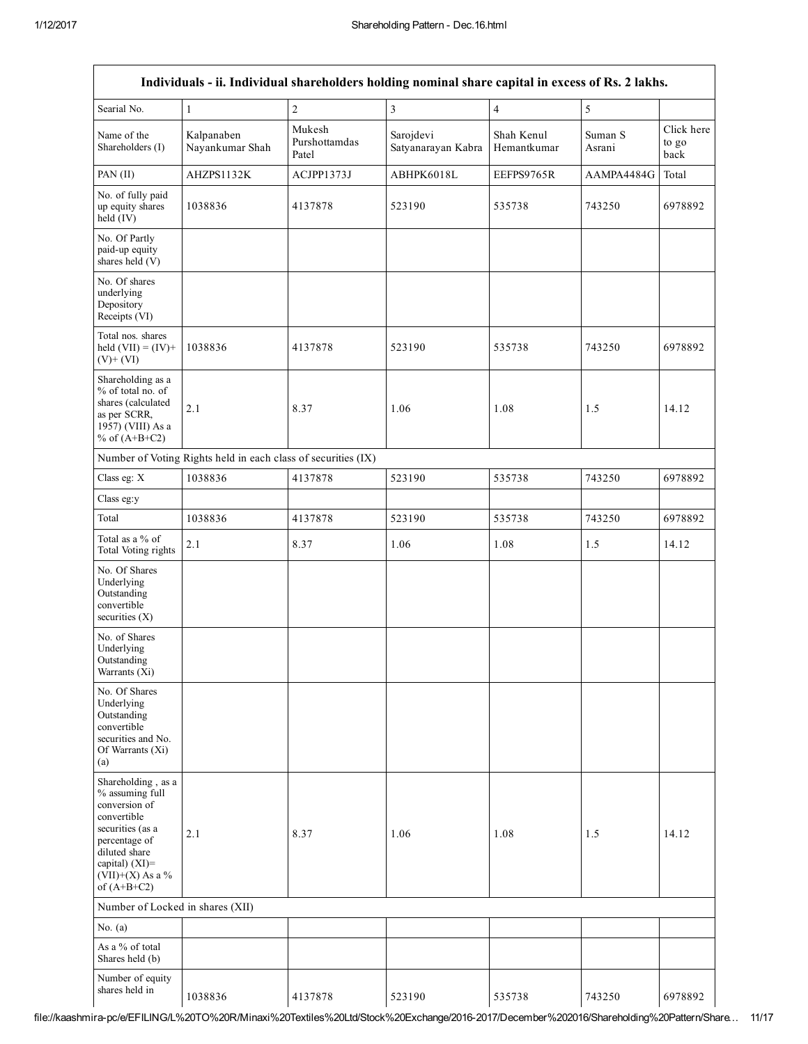| Individuals - ii. Individual shareholders holding nominal share capital in excess of Rs. 2 lakhs. | | | | | | |
|---|---|---|---|---|---|---|
| Searial No. | 1 | 2 | 3 | 4 | 5 | |
| Name of the Shareholders (I) | Kalpanaben Nayankumar Shah | Mukesh Purshottamdas Patel | Sarojdevi Satyanarayan Kabra | Shah Kenul Hemantkumar | Suman S Asrani | Click here to go back |
| PAN (II) | AHZPS1132K | ACJPP1373J | ABHPK6018L | EEFPS9765R | AAMPA4484G | Total |
| No. of fully paid up equity shares held (IV) | 1038836 | 4137878 | 523190 | 535738 | 743250 | 6978892 |
| No. Of Partly paid-up equity shares held (V) | | | | | | |
| No. Of shares underlying Depository Receipts (VI) | | | | | | |
| Total nos. shares held (VII) = (IV)+ (V)+ (VI) | 1038836 | 4137878 | 523190 | 535738 | 743250 | 6978892 |
| Shareholding as a % of total no. of shares (calculated as per SCRR, 1957) (VIII) As a % of (A+B+C2) | 2.1 | 8.37 | 1.06 | 1.08 | 1.5 | 14.12 |
| Number of Voting Rights held in each class of securities (IX) | | | | | | |
| Class eg: X | 1038836 | 4137878 | 523190 | 535738 | 743250 | 6978892 |
| Class eg:y | | | | | | |
| Total | 1038836 | 4137878 | 523190 | 535738 | 743250 | 6978892 |
| Total as a % of Total Voting rights | 2.1 | 8.37 | 1.06 | 1.08 | 1.5 | 14.12 |
| No. Of Shares Underlying Outstanding convertible securities (X) | | | | | | |
| No. of Shares Underlying Outstanding Warrants (Xi) | | | | | | |
| No. Of Shares Underlying Outstanding convertible securities and No. Of Warrants (Xi) (a) | | | | | | |
| Shareholding , as a % assuming full conversion of convertible securities (as a percentage of diluted share capital) (XI)= (VII)+(X) As a % of (A+B+C2) | 2.1 | 8.37 | 1.06 | 1.08 | 1.5 | 14.12 |
| Number of Locked in shares (XII) | | | | | | |
| No. (a) | | | | | | |
| As a % of total Shares held (b) | | | | | | |
| Number of equity shares held in | 1038836 | 4137878 | 523190 | 535738 | 743250 | 6978892 |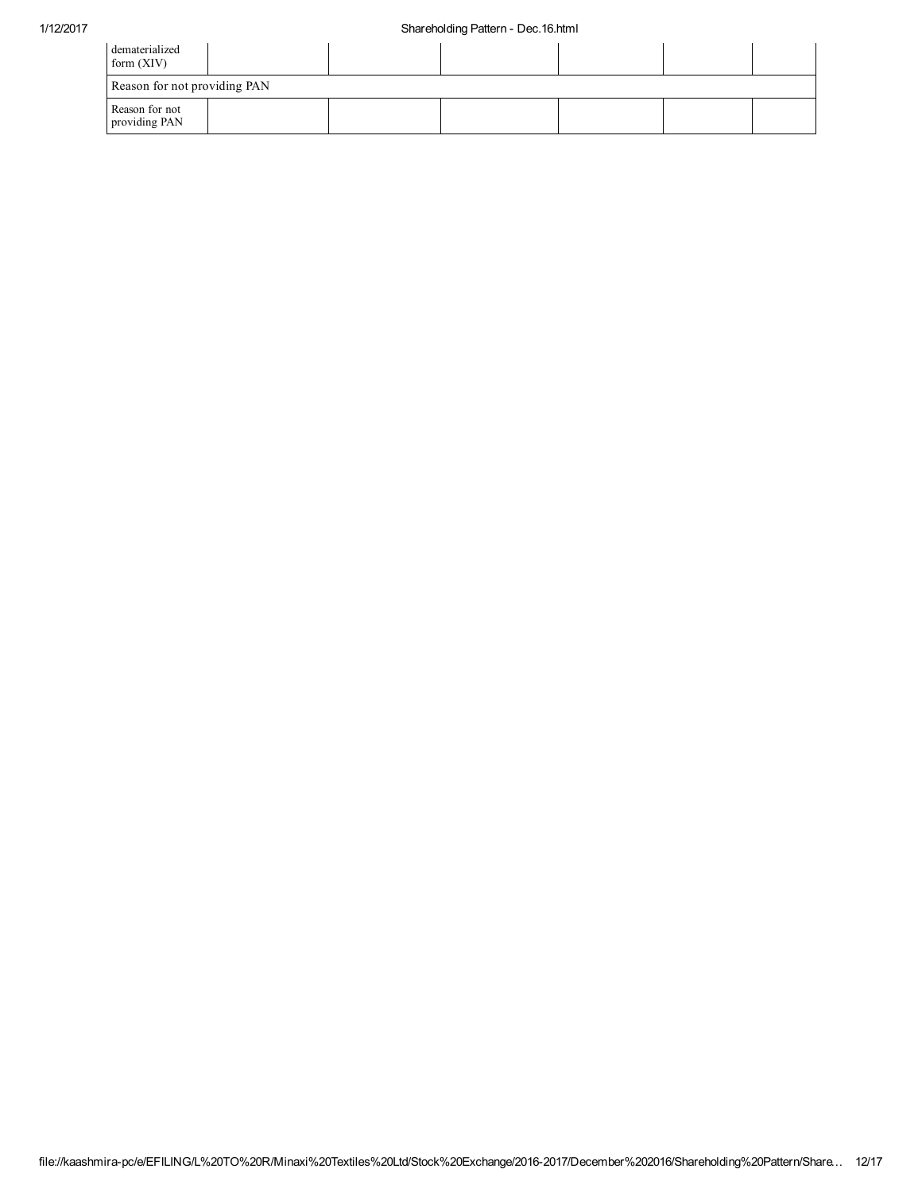| | | | | | | |
|---|---|---|---|---|---|---|
| dematerialized form (XIV) | | | | | | |
| Reason for not providing PAN | | | | | | |
| Reason for not providing PAN | | | | | | |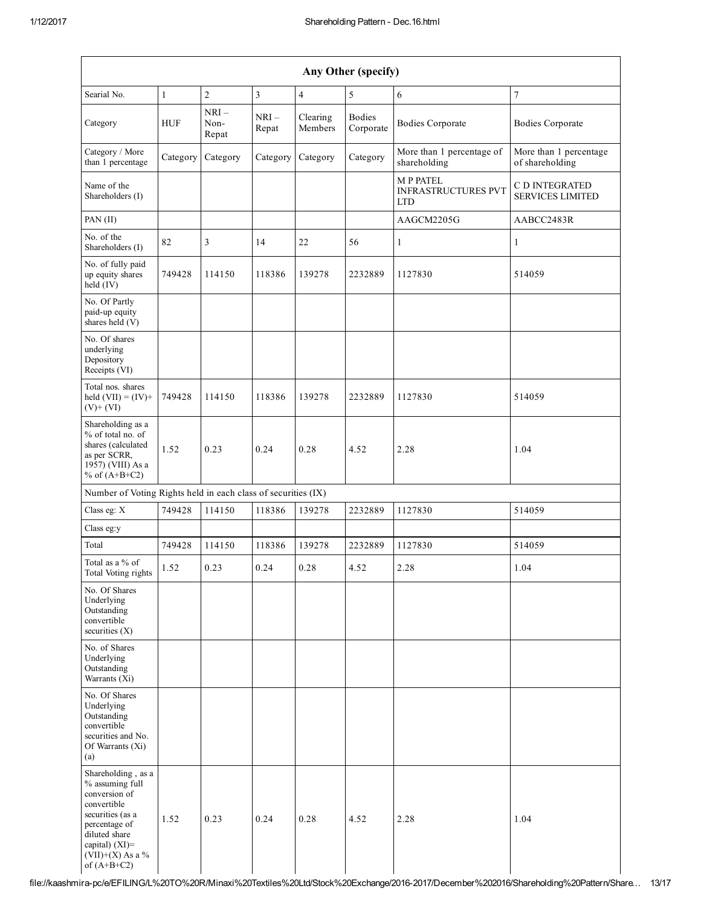| Any Other (specify) | | | | | | | |
|---|---|---|---|---|---|---|---|
| Searial No. | 1 | 2 | 3 | 4 | 5 | 6 | 7 |
| Category | HUF | NRI – Non-Repat | NRI – Repat | Clearing Members | Bodies Corporate | Bodies Corporate | Bodies Corporate |
| Category / More than 1 percentage | Category | Category | Category | Category | Category | More than 1 percentage of shareholding | More than 1 percentage of shareholding |
| Name of the Shareholders (I) | | | | | | M P PATEL INFRASTRUCTURES PVT LTD | C D INTEGRATED SERVICES LIMITED |
| PAN (II) | | | | | | AAGCM2205G | AABCC2483R |
| No. of the Shareholders (I) | 82 | 3 | 14 | 22 | 56 | 1 | 1 |
| No. of fully paid up equity shares held (IV) | 749428 | 114150 | 118386 | 139278 | 2232889 | 1127830 | 514059 |
| No. Of Partly paid-up equity shares held (V) | | | | | | | |
| No. Of shares underlying Depository Receipts (VI) | | | | | | | |
| Total nos. shares held (VII) = (IV)+(V)+ (VI) | 749428 | 114150 | 118386 | 139278 | 2232889 | 1127830 | 514059 |
| Shareholding as a % of total no. of shares (calculated as per SCRR, 1957) (VIII) As a % of (A+B+C2) | 1.52 | 0.23 | 0.24 | 0.28 | 4.52 | 2.28 | 1.04 |
| Number of Voting Rights held in each class of securities (IX) | | | | | | | |
| Class eg: X | 749428 | 114150 | 118386 | 139278 | 2232889 | 1127830 | 514059 |
| Class eg:y | | | | | | | |
| Total | 749428 | 114150 | 118386 | 139278 | 2232889 | 1127830 | 514059 |
| Total as a % of Total Voting rights | 1.52 | 0.23 | 0.24 | 0.28 | 4.52 | 2.28 | 1.04 |
| No. Of Shares Underlying Outstanding convertible securities (X) | | | | | | | |
| No. of Shares Underlying Outstanding Warrants (Xi) | | | | | | | |
| No. Of Shares Underlying Outstanding convertible securities and No. Of Warrants (Xi) (a) | | | | | | | |
| Shareholding , as a % assuming full conversion of convertible securities (as a percentage of diluted share capital) (XI)= (VII)+(X) As a % of (A+B+C2) | 1.52 | 0.23 | 0.24 | 0.28 | 4.52 | 2.28 | 1.04 |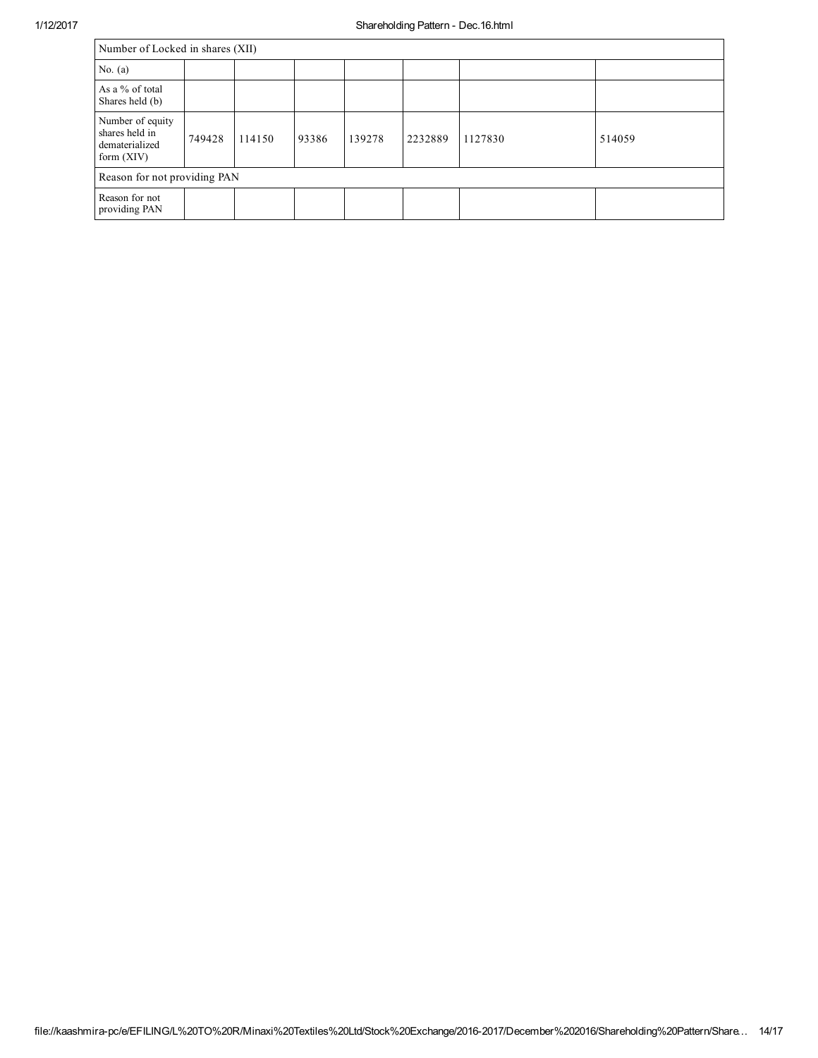| Number of Locked in shares (XII) | | | | | | | |
|---|---|---|---|---|---|---|---|
| No. (a) | | | | | | | |
| As a % of total Shares held (b) | | | | | | | |
| Number of equity shares held in dematerialized form (XIV) | 749428 | 114150 | 93386 | 139278 | 2232889 | 1127830 | 514059 |
| Reason for not providing PAN | | | | | | | |
| Reason for not providing PAN | | | | | | | |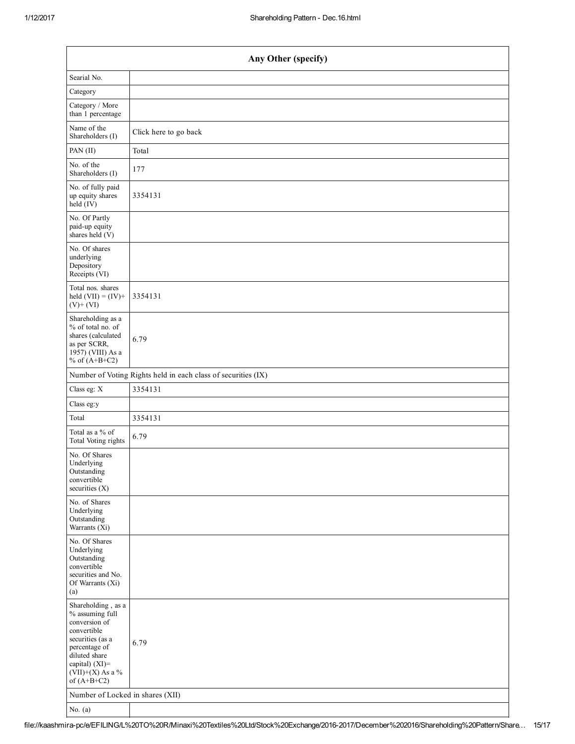| Any Other (specify) | |
|---|---|
| Searial No. | |
| Category | |
| Category / More than 1 percentage | |
| Name of the Shareholders (I) | Click here to go back |
| PAN (II) | Total |
| No. of the Shareholders (I) | 177 |
| No. of fully paid up equity shares held (IV) | 3354131 |
| No. Of Partly paid-up equity shares held (V) | |
| No. Of shares underlying Depository Receipts (VI) | |
| Total nos. shares held (VII) = (IV)+ (V)+ (VI) | 3354131 |
| Shareholding as a % of total no. of shares (calculated as per SCRR, 1957) (VIII) As a % of (A+B+C2) | 6.79 |
| Number of Voting Rights held in each class of securities (IX) | |
| Class eg: X | 3354131 |
| Class eg:y | |
| Total | 3354131 |
| Total as a % of Total Voting rights | 6.79 |
| No. Of Shares Underlying Outstanding convertible securities (X) | |
| No. of Shares Underlying Outstanding Warrants (Xi) | |
| No. Of Shares Underlying Outstanding convertible securities and No. Of Warrants (Xi) (a) | |
| Shareholding , as a % assuming full conversion of convertible securities (as a percentage of diluted share capital) (XI)= (VII)+(X) As a % of (A+B+C2) | 6.79 |
| Number of Locked in shares (XII) | |
| No. (a) | |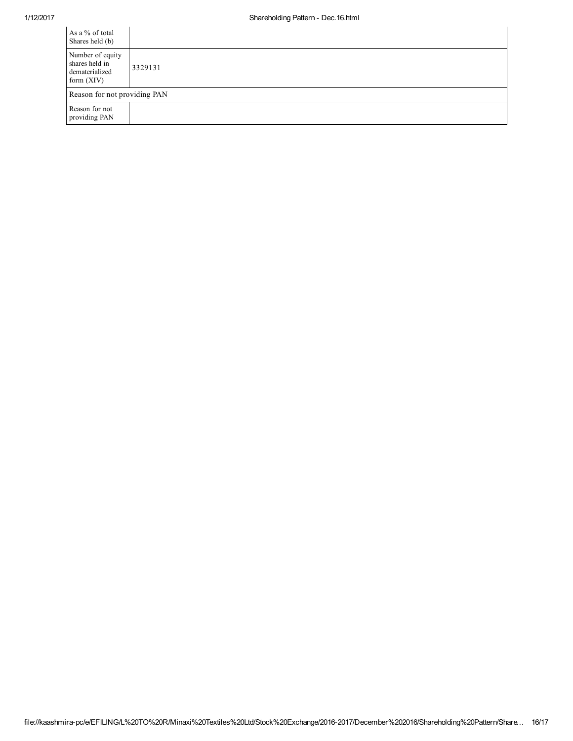| | |
|---|---|
| As a % of total Shares held (b) | |
| Number of equity shares held in dematerialized form (XIV) | 3329131 |
| Reason for not providing PAN | |
| Reason for not providing PAN | |